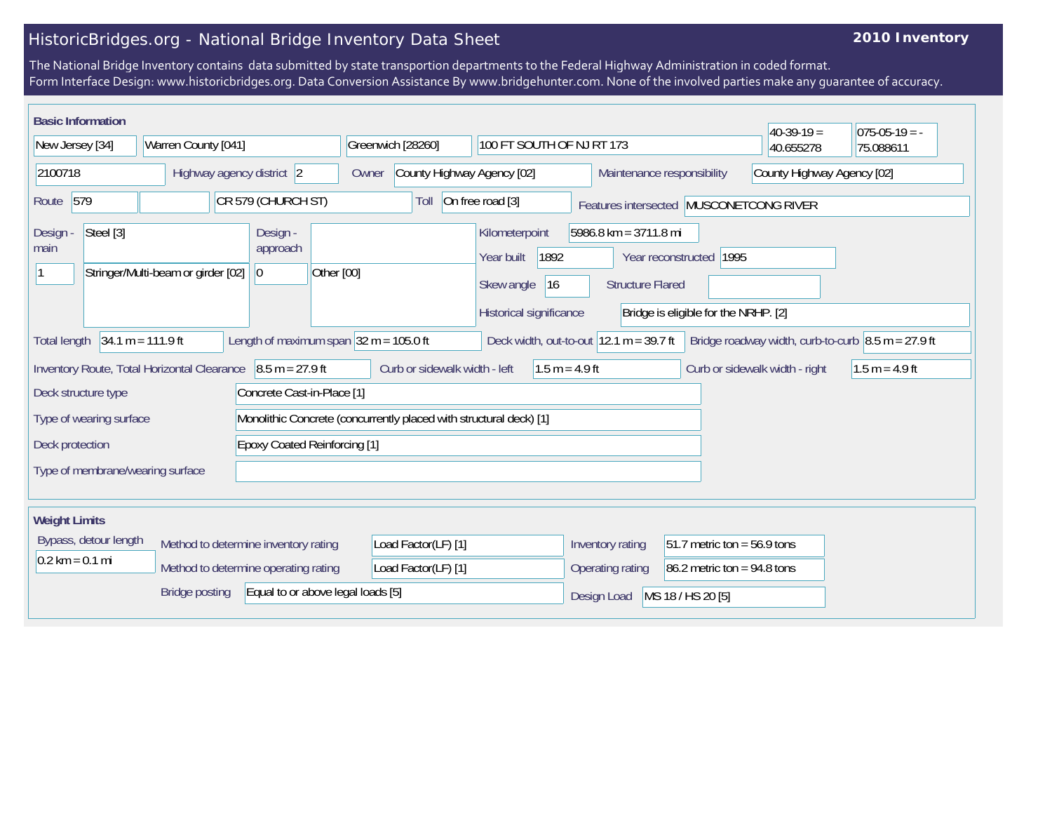# HistoricBridges.org - National Bridge Inventory Data Sheet

**2010 Inventory**

The National Bridge Inventory contains data submitted by state transportion departments to the Federal Highway Administration in coded format.
Form Interface Design: www.historicbridges.org. Data Conversion Assistance By www.bridgehunter.com. None of the involved parties make any guarantee of accuracy.

## Basic Information

| | |
|---|---|
| State | New Jersey [34] |
| County | Warren County [041] |
| Place | Greenwich [28260] |
| Location | 100 FT SOUTH OF NJ RT 173 |
| Latitude | 40-39-19 = 40.655278 |
| Longitude | 075-05-19 = -75.088611 |
| Structure Number | 2100718 |
| Highway agency district | 2 |
| Owner | County Highway Agency [02] |
| Maintenance responsibility | County Highway Agency [02] |
| Route | 579 |
| Facility carried | CR 579 (CHURCH ST) |
| Toll | On free road [3] |
| Features intersected | MUSCONETCONG RIVER |
| Design - main | Steel [3] |
| | 1 — Stringer/Multi-beam or girder [02] |
| Design - approach | |
| | 0 — Other [00] |
| Kilometerpoint | 5986.8 km = 3711.8 mi |
| Year built | 1892 |
| Year reconstructed | 1995 |
| Skew angle | 16 |
| Structure Flared | |
| Historical significance | Bridge is eligible for the NRHP. [2] |
| Total length | 34.1 m = 111.9 ft |
| Length of maximum span | 32 m = 105.0 ft |
| Deck width, out-to-out | 12.1 m = 39.7 ft |
| Bridge roadway width, curb-to-curb | 8.5 m = 27.9 ft |
| Inventory Route, Total Horizontal Clearance | 8.5 m = 27.9 ft |
| Curb or sidewalk width - left | 1.5 m = 4.9 ft |
| Curb or sidewalk width - right | 1.5 m = 4.9 ft |
| Deck structure type | Concrete Cast-in-Place [1] |
| Type of wearing surface | Monolithic Concrete (concurrently placed with structural deck) [1] |
| Deck protection | Epoxy Coated Reinforcing [1] |
| Type of membrane/wearing surface | |

## Weight Limits

| | |
|---|---|
| Bypass, detour length | 0.2 km = 0.1 mi |
| Method to determine inventory rating | Load Factor(LF) [1] |
| Method to determine operating rating | Load Factor(LF) [1] |
| Bridge posting | Equal to or above legal loads [5] |
| Inventory rating | 51.7 metric ton = 56.9 tons |
| Operating rating | 86.2 metric ton = 94.8 tons |
| Design Load | MS 18 / HS 20 [5] |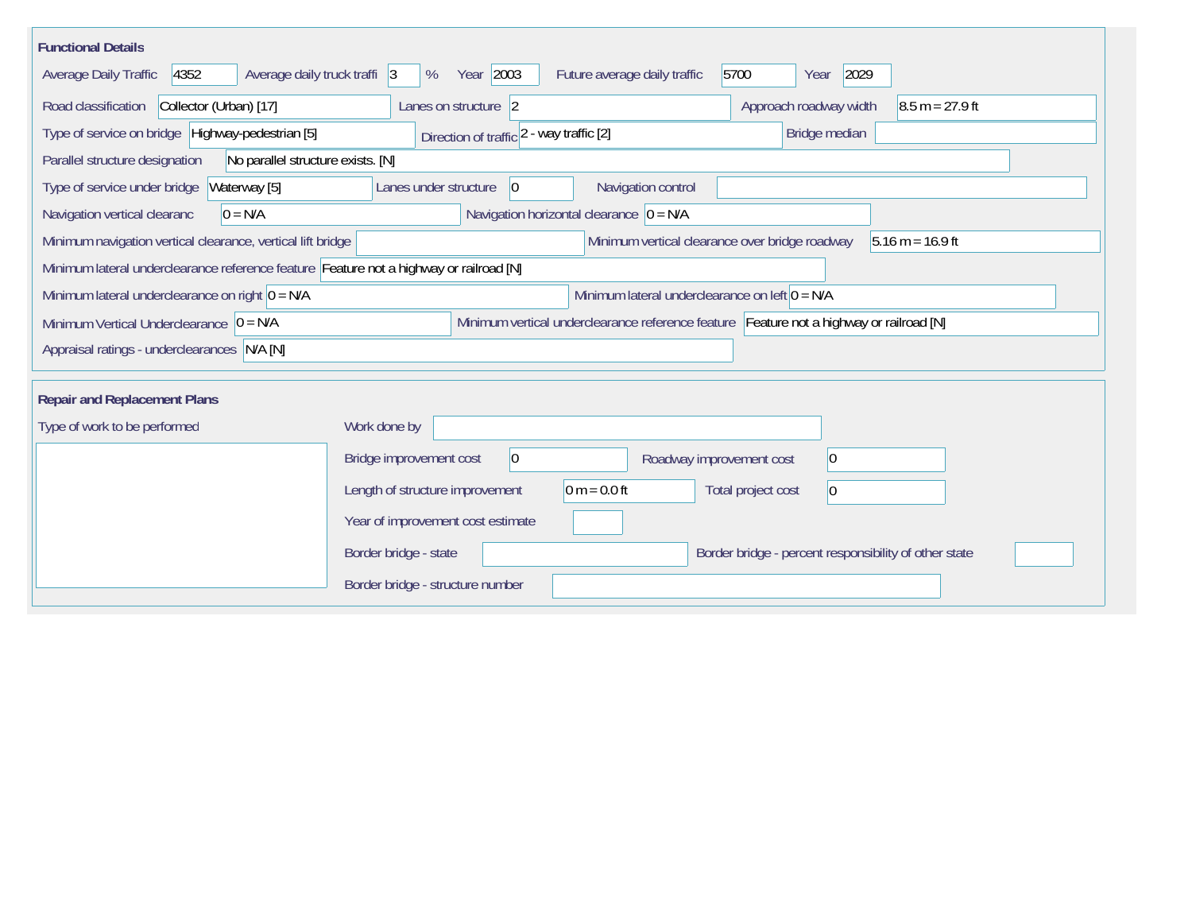## Functional Details

| Field | Value |
|---|---|
| Average Daily Traffic | 4352 |
| Average daily truck traffi | 3 % |
| Year | 2003 |
| Future average daily traffic | 5700 |
| Year | 2029 |
| Road classification | Collector (Urban) [17] |
| Lanes on structure | 2 |
| Approach roadway width | 8.5 m = 27.9 ft |
| Type of service on bridge | Highway-pedestrian [5] |
| Direction of traffic | 2 - way traffic [2] |
| Bridge median | |
| Parallel structure designation | No parallel structure exists. [N] |
| Type of service under bridge | Waterway [5] |
| Lanes under structure | 0 |
| Navigation control | |
| Navigation vertical clearanc | 0 = N/A |
| Navigation horizontal clearance | 0 = N/A |
| Minimum navigation vertical clearance, vertical lift bridge | |
| Minimum vertical clearance over bridge roadway | 5.16 m = 16.9 ft |
| Minimum lateral underclearance reference feature | Feature not a highway or railroad [N] |
| Minimum lateral underclearance on right | 0 = N/A |
| Minimum lateral underclearance on left | 0 = N/A |
| Minimum Vertical Underclearance | 0 = N/A |
| Minimum vertical underclearance reference feature | Feature not a highway or railroad [N] |
| Appraisal ratings - underclearances | N/A [N] |

## Repair and Replacement Plans

| Field | Value |
|---|---|
| Type of work to be performed | |
| Work done by | |
| Bridge improvement cost | 0 |
| Roadway improvement cost | 0 |
| Length of structure improvement | 0 m = 0.0 ft |
| Total project cost | 0 |
| Year of improvement cost estimate | |
| Border bridge - state | |
| Border bridge - percent responsibility of other state | |
| Border bridge - structure number | |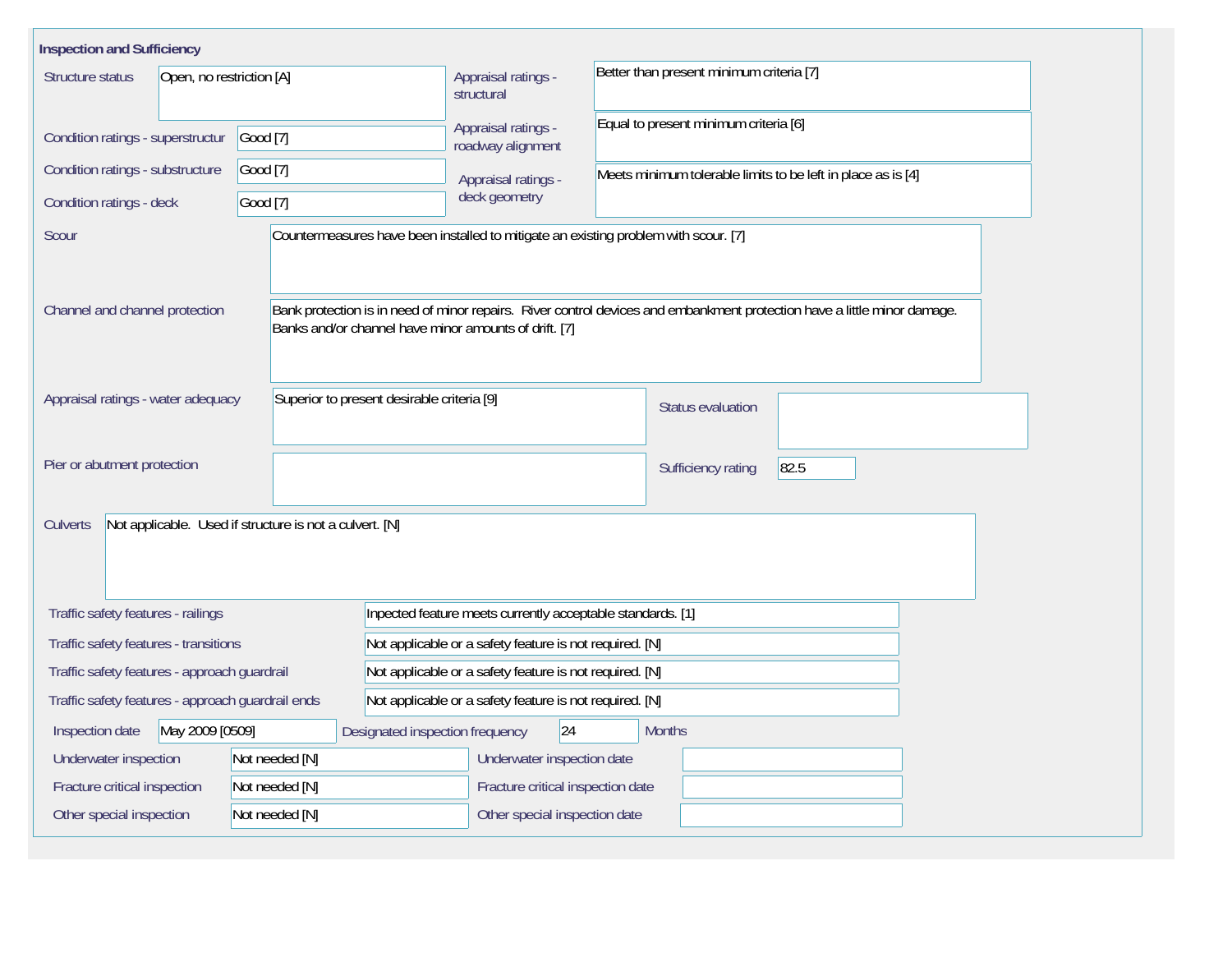## Inspection and Sufficiency

| Field | Value |
|---|---|
| Structure status | Open, no restriction [A] |
| Appraisal ratings - structural | Better than present minimum criteria [7] |
| Condition ratings - superstructur | Good [7] |
| Appraisal ratings - roadway alignment | Equal to present minimum criteria [6] |
| Condition ratings - substructure | Good [7] |
| Appraisal ratings - deck geometry | Meets minimum tolerable limits to be left in place as is [4] |
| Condition ratings - deck | Good [7] |
| Scour | Countermeasures have been installed to mitigate an existing problem with scour. [7] |
| Channel and channel protection | Bank protection is in need of minor repairs. River control devices and embankment protection have a little minor damage. Banks and/or channel have minor amounts of drift. [7] |
| Appraisal ratings - water adequacy | Superior to present desirable criteria [9] |
| Status evaluation | |
| Pier or abutment protection | |
| Sufficiency rating | 82.5 |
| Culverts | Not applicable. Used if structure is not a culvert. [N] |
| Traffic safety features - railings | Inpected feature meets currently acceptable standards. [1] |
| Traffic safety features - transitions | Not applicable or a safety feature is not required. [N] |
| Traffic safety features - approach guardrail | Not applicable or a safety feature is not required. [N] |
| Traffic safety features - approach guardrail ends | Not applicable or a safety feature is not required. [N] |
| Inspection date | May 2009 [0509] |
| Designated inspection frequency | 24 Months |
| Underwater inspection | Not needed [N] |
| Underwater inspection date | |
| Fracture critical inspection | Not needed [N] |
| Fracture critical inspection date | |
| Other special inspection | Not needed [N] |
| Other special inspection date | |